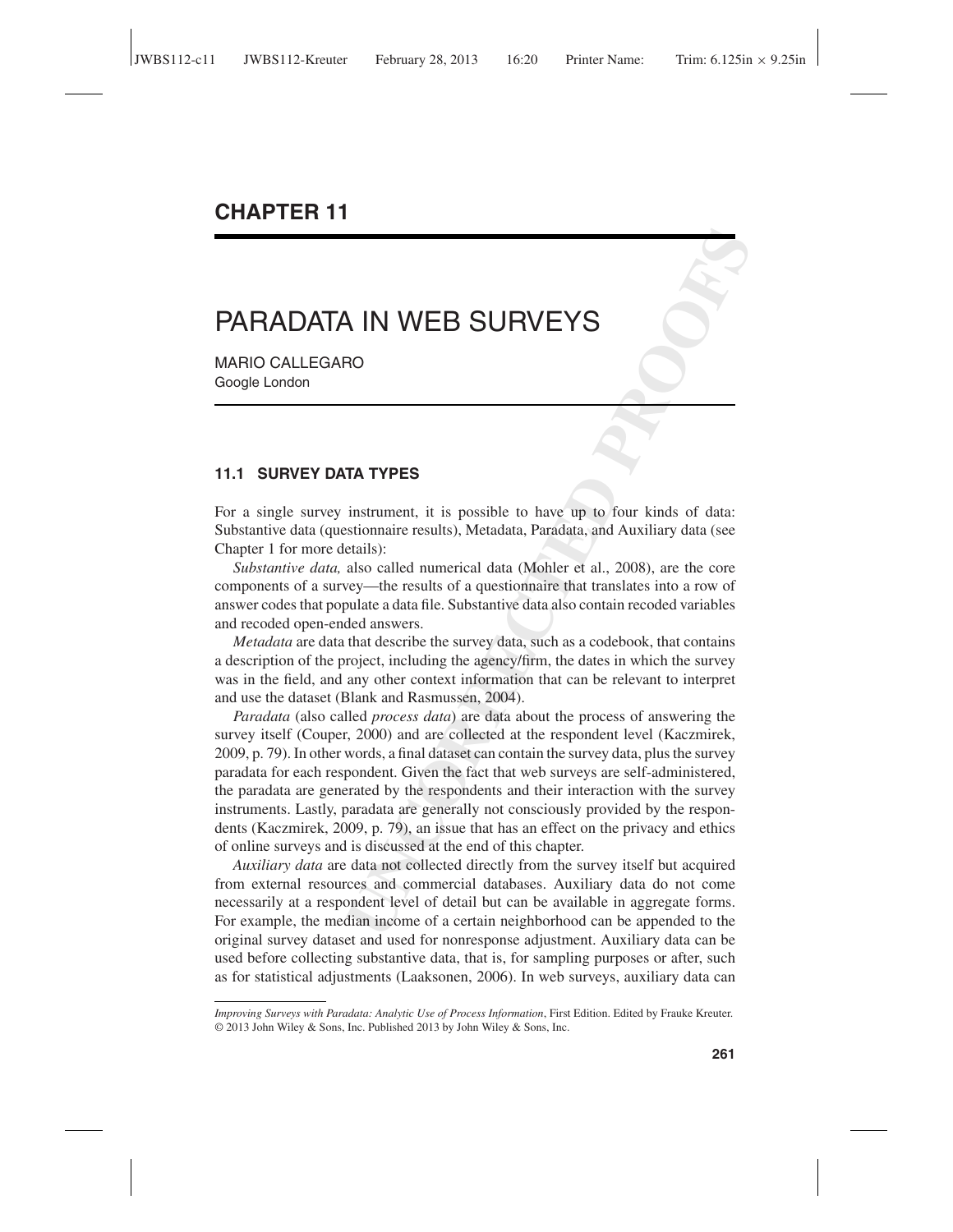# CHAPTER 11

# PARADATA IN WEB SURVEYS

MARIO CALLEGARO
Google London

## 11.1 SURVEY DATA TYPES

For a single survey instrument, it is possible to have up to four kinds of data: Substantive data (questionnaire results), Metadata, Paradata, and Auxiliary data (see Chapter 1 for more details):

*Substantive data,* also called numerical data (Mohler et al., 2008), are the core components of a survey—the results of a questionnaire that translates into a row of answer codes that populate a data file. Substantive data also contain recoded variables and recoded open-ended answers.

*Metadata* are data that describe the survey data, such as a codebook, that contains a description of the project, including the agency/firm, the dates in which the survey was in the field, and any other context information that can be relevant to interpret and use the dataset (Blank and Rasmussen, 2004).

*Paradata* (also called *process data*) are data about the process of answering the survey itself (Couper, 2000) and are collected at the respondent level (Kaczmirek, 2009, p. 79). In other words, a final dataset can contain the survey data, plus the survey paradata for each respondent. Given the fact that web surveys are self-administered, the paradata are generated by the respondents and their interaction with the survey instruments. Lastly, paradata are generally not consciously provided by the respondents (Kaczmirek, 2009, p. 79), an issue that has an effect on the privacy and ethics of online surveys and is discussed at the end of this chapter.

*Auxiliary data* are data not collected directly from the survey itself but acquired from external resources and commercial databases. Auxiliary data do not come necessarily at a respondent level of detail but can be available in aggregate forms. For example, the median income of a certain neighborhood can be appended to the original survey dataset and used for nonresponse adjustment. Auxiliary data can be used before collecting substantive data, that is, for sampling purposes or after, such as for statistical adjustments (Laaksonen, 2006). In web surveys, auxiliary data can

*Improving Surveys with Paradata: Analytic Use of Process Information*, First Edition. Edited by Frauke Kreuter.
© 2013 John Wiley & Sons, Inc. Published 2013 by John Wiley & Sons, Inc.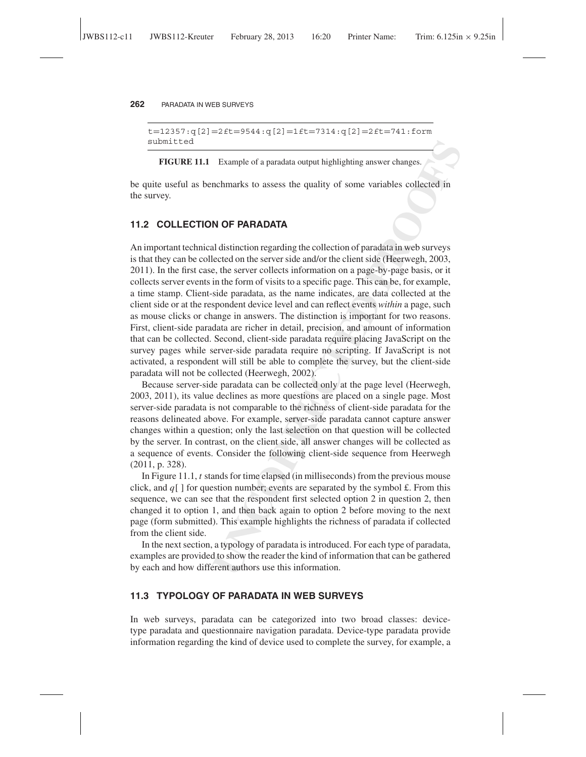```
t=12357:q[2]=2£t=9544:q[2]=1£t=7314:q[2]=2£t=741:form
submitted
```

**FIGURE 11.1** Example of a paradata output highlighting answer changes.

be quite useful as benchmarks to assess the quality of some variables collected in the survey.

## 11.2 COLLECTION OF PARADATA

An important technical distinction regarding the collection of paradata in web surveys is that they can be collected on the server side and/or the client side (Heerwegh, 2003, 2011). In the first case, the server collects information on a page-by-page basis, or it collects server events in the form of visits to a specific page. This can be, for example, a time stamp. Client-side paradata, as the name indicates, are data collected at the client side or at the respondent device level and can reflect events *within* a page, such as mouse clicks or change in answers. The distinction is important for two reasons. First, client-side paradata are richer in detail, precision, and amount of information that can be collected. Second, client-side paradata require placing JavaScript on the survey pages while server-side paradata require no scripting. If JavaScript is not activated, a respondent will still be able to complete the survey, but the client-side paradata will not be collected (Heerwegh, 2002).

Because server-side paradata can be collected only at the page level (Heerwegh, 2003, 2011), its value declines as more questions are placed on a single page. Most server-side paradata is not comparable to the richness of client-side paradata for the reasons delineated above. For example, server-side paradata cannot capture answer changes within a question; only the last selection on that question will be collected by the server. In contrast, on the client side, all answer changes will be collected as a sequence of events. Consider the following client-side sequence from Heerwegh (2011, p. 328).

In Figure 11.1, *t* stands for time elapsed (in milliseconds) from the previous mouse click, and *q*[ ] for question number; events are separated by the symbol £. From this sequence, we can see that the respondent first selected option 2 in question 2, then changed it to option 1, and then back again to option 2 before moving to the next page (form submitted). This example highlights the richness of paradata if collected from the client side.

In the next section, a typology of paradata is introduced. For each type of paradata, examples are provided to show the reader the kind of information that can be gathered by each and how different authors use this information.

## 11.3 TYPOLOGY OF PARADATA IN WEB SURVEYS

In web surveys, paradata can be categorized into two broad classes: device-type paradata and questionnaire navigation paradata. Device-type paradata provide information regarding the kind of device used to complete the survey, for example, a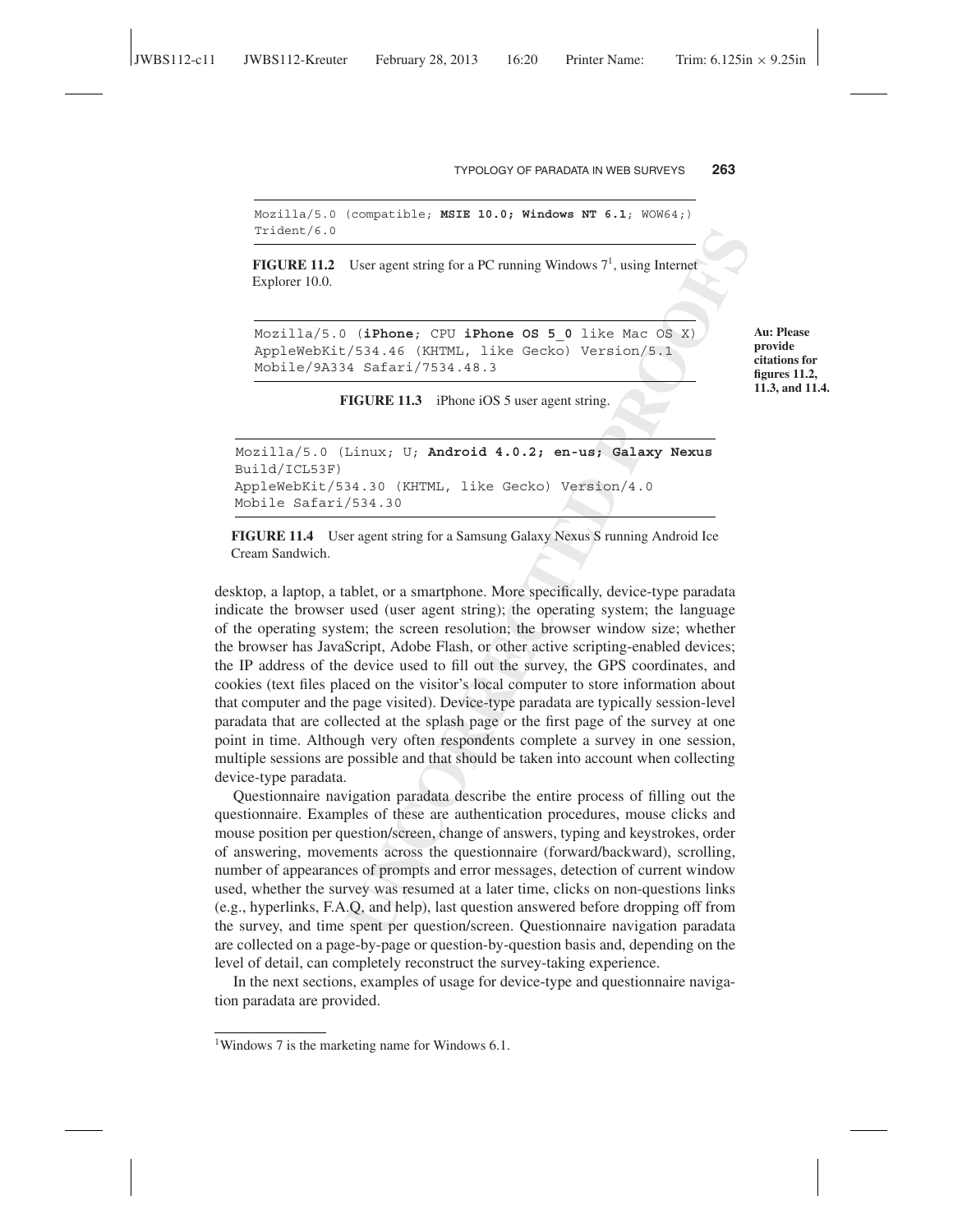```
Mozilla/5.0 (compatible; MSIE 10.0; Windows NT 6.1; WOW64;)
Trident/6.0
```

**FIGURE 11.2** User agent string for a PC running Windows 7[1], using Internet Explorer 10.0.

```
Mozilla/5.0 (iPhone; CPU iPhone OS 5_0 like Mac OS X)
AppleWebKit/534.46 (KHTML, like Gecko) Version/5.1
Mobile/9A334 Safari/7534.48.3
```

**FIGURE 11.3** iPhone iOS 5 user agent string.

```
Mozilla/5.0 (Linux; U; Android 4.0.2; en-us; Galaxy Nexus
Build/ICL53F)
AppleWebKit/534.30 (KHTML, like Gecko) Version/4.0
Mobile Safari/534.30
```

**FIGURE 11.4** User agent string for a Samsung Galaxy Nexus S running Android Ice Cream Sandwich.

**Au: Please provide citations for figures 11.2, 11.3, and 11.4.**

desktop, a laptop, a tablet, or a smartphone. More specifically, device-type paradata indicate the browser used (user agent string); the operating system; the language of the operating system; the screen resolution; the browser window size; whether the browser has JavaScript, Adobe Flash, or other active scripting-enabled devices; the IP address of the device used to fill out the survey, the GPS coordinates, and cookies (text files placed on the visitor's local computer to store information about that computer and the page visited). Device-type paradata are typically session-level paradata that are collected at the splash page or the first page of the survey at one point in time. Although very often respondents complete a survey in one session, multiple sessions are possible and that should be taken into account when collecting device-type paradata.

Questionnaire navigation paradata describe the entire process of filling out the questionnaire. Examples of these are authentication procedures, mouse clicks and mouse position per question/screen, change of answers, typing and keystrokes, order of answering, movements across the questionnaire (forward/backward), scrolling, number of appearances of prompts and error messages, detection of current window used, whether the survey was resumed at a later time, clicks on non-questions links (e.g., hyperlinks, F.A.Q, and help), last question answered before dropping off from the survey, and time spent per question/screen. Questionnaire navigation paradata are collected on a page-by-page or question-by-question basis and, depending on the level of detail, can completely reconstruct the survey-taking experience.

In the next sections, examples of usage for device-type and questionnaire navigation paradata are provided.

[1] Windows 7 is the marketing name for Windows 6.1.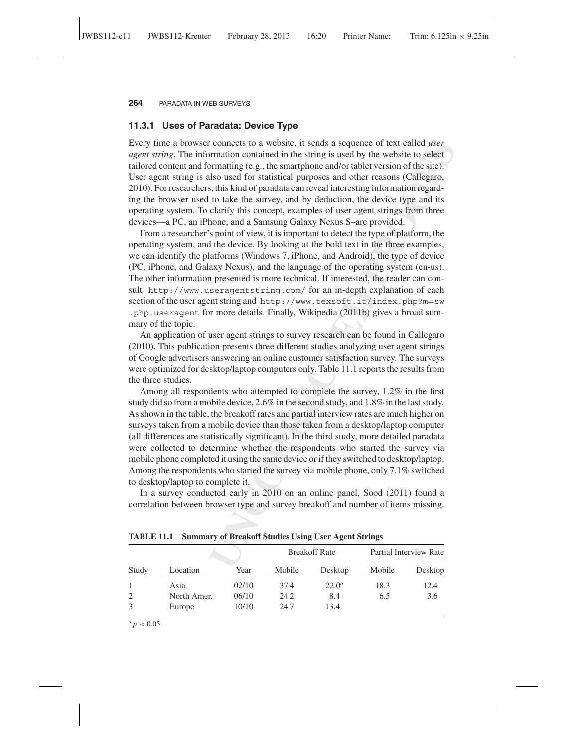### 11.3.1 Uses of Paradata: Device Type

Every time a browser connects to a website, it sends a sequence of text called *user agent string*. The information contained in the string is used by the website to select tailored content and formatting (e.g., the smartphone and/or tablet version of the site). User agent string is also used for statistical purposes and other reasons (Callegaro, 2010). For researchers, this kind of paradata can reveal interesting information regarding the browser used to take the survey, and by deduction, the device type and its operating system. To clarify this concept, examples of user agent strings from three devices—a PC, an iPhone, and a Samsung Galaxy Nexus S–are provided.

From a researcher's point of view, it is important to detect the type of platform, the operating system, and the device. By looking at the bold text in the three examples, we can identify the platforms (Windows 7, iPhone, and Android), the type of device (PC, iPhone, and Galaxy Nexus), and the language of the operating system (en-us). The other information presented is more technical. If interested, the reader can consult `http://www.useragentstring.com/` for an in-depth explanation of each section of the user agent string and `http://www.texsoft.it/index.php?m=sw.php.useragent` for more details. Finally, Wikipedia (2011b) gives a broad summary of the topic.

An application of user agent strings to survey research can be found in Callegaro (2010). This publication presents three different studies analyzing user agent strings of Google advertisers answering an online customer satisfaction survey. The surveys were optimized for desktop/laptop computers only. Table 11.1 reports the results from the three studies.

Among all respondents who attempted to complete the survey, 1.2% in the first study did so from a mobile device, 2.6% in the second study, and 1.8% in the last study. As shown in the table, the breakoff rates and partial interview rates are much higher on surveys taken from a mobile device than those taken from a desktop/laptop computer (all differences are statistically significant). In the third study, more detailed paradata were collected to determine whether the respondents who started the survey via mobile phone completed it using the same device or if they switched to desktop/laptop. Among the respondents who started the survey via mobile phone, only 7.1% switched to desktop/laptop to complete it.

In a survey conducted early in 2010 on an online panel, Sood (2011) found a correlation between browser type and survey breakoff and number of items missing.

**TABLE 11.1 Summary of Breakoff Studies Using User Agent Strings**

| | | | Breakoff Rate | | Partial Interview Rate | |
|---|---|---|---|---|---|---|
| Study | Location | Year | Mobile | Desktop | Mobile | Desktop |
| 1 | Asia | 02/10 | 37.4 | 22.0[a] | 18.3 | 12.4 |
| 2 | North Amer. | 06/10 | 24.2 | 8.4 | 6.5 | 3.6 |
| 3 | Europe | 10/10 | 24.7 | 13.4 | | |

[a] $p < 0.05$.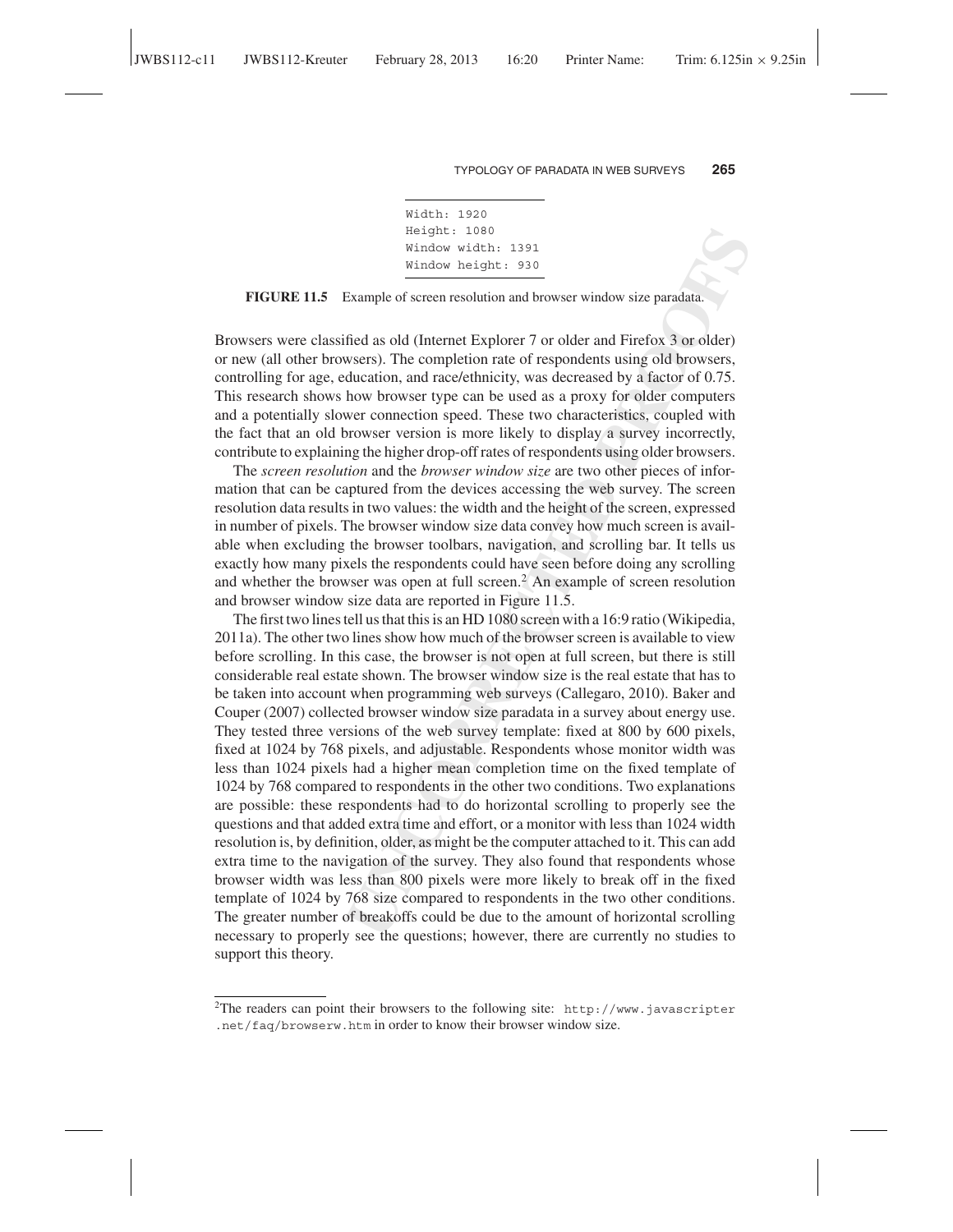```
Width: 1920
Height: 1080
Window width: 1391
Window height: 930
```

**FIGURE 11.5** Example of screen resolution and browser window size paradata.

Browsers were classified as old (Internet Explorer 7 or older and Firefox 3 or older) or new (all other browsers). The completion rate of respondents using old browsers, controlling for age, education, and race/ethnicity, was decreased by a factor of 0.75. This research shows how browser type can be used as a proxy for older computers and a potentially slower connection speed. These two characteristics, coupled with the fact that an old browser version is more likely to display a survey incorrectly, contribute to explaining the higher drop-off rates of respondents using older browsers.

The *screen resolution* and the *browser window size* are two other pieces of information that can be captured from the devices accessing the web survey. The screen resolution data results in two values: the width and the height of the screen, expressed in number of pixels. The browser window size data convey how much screen is available when excluding the browser toolbars, navigation, and scrolling bar. It tells us exactly how many pixels the respondents could have seen before doing any scrolling and whether the browser was open at full screen.[2] An example of screen resolution and browser window size data are reported in Figure 11.5.

The first two lines tell us that this is an HD 1080 screen with a 16:9 ratio (Wikipedia, 2011a). The other two lines show how much of the browser screen is available to view before scrolling. In this case, the browser is not open at full screen, but there is still considerable real estate shown. The browser window size is the real estate that has to be taken into account when programming web surveys (Callegaro, 2010). Baker and Couper (2007) collected browser window size paradata in a survey about energy use. They tested three versions of the web survey template: fixed at 800 by 600 pixels, fixed at 1024 by 768 pixels, and adjustable. Respondents whose monitor width was less than 1024 pixels had a higher mean completion time on the fixed template of 1024 by 768 compared to respondents in the other two conditions. Two explanations are possible: these respondents had to do horizontal scrolling to properly see the questions and that added extra time and effort, or a monitor with less than 1024 width resolution is, by definition, older, as might be the computer attached to it. This can add extra time to the navigation of the survey. They also found that respondents whose browser width was less than 800 pixels were more likely to break off in the fixed template of 1024 by 768 size compared to respondents in the two other conditions. The greater number of breakoffs could be due to the amount of horizontal scrolling necessary to properly see the questions; however, there are currently no studies to support this theory.

[2] The readers can point their browsers to the following site: `http://www.javascripter.net/faq/browserw.htm` in order to know their browser window size.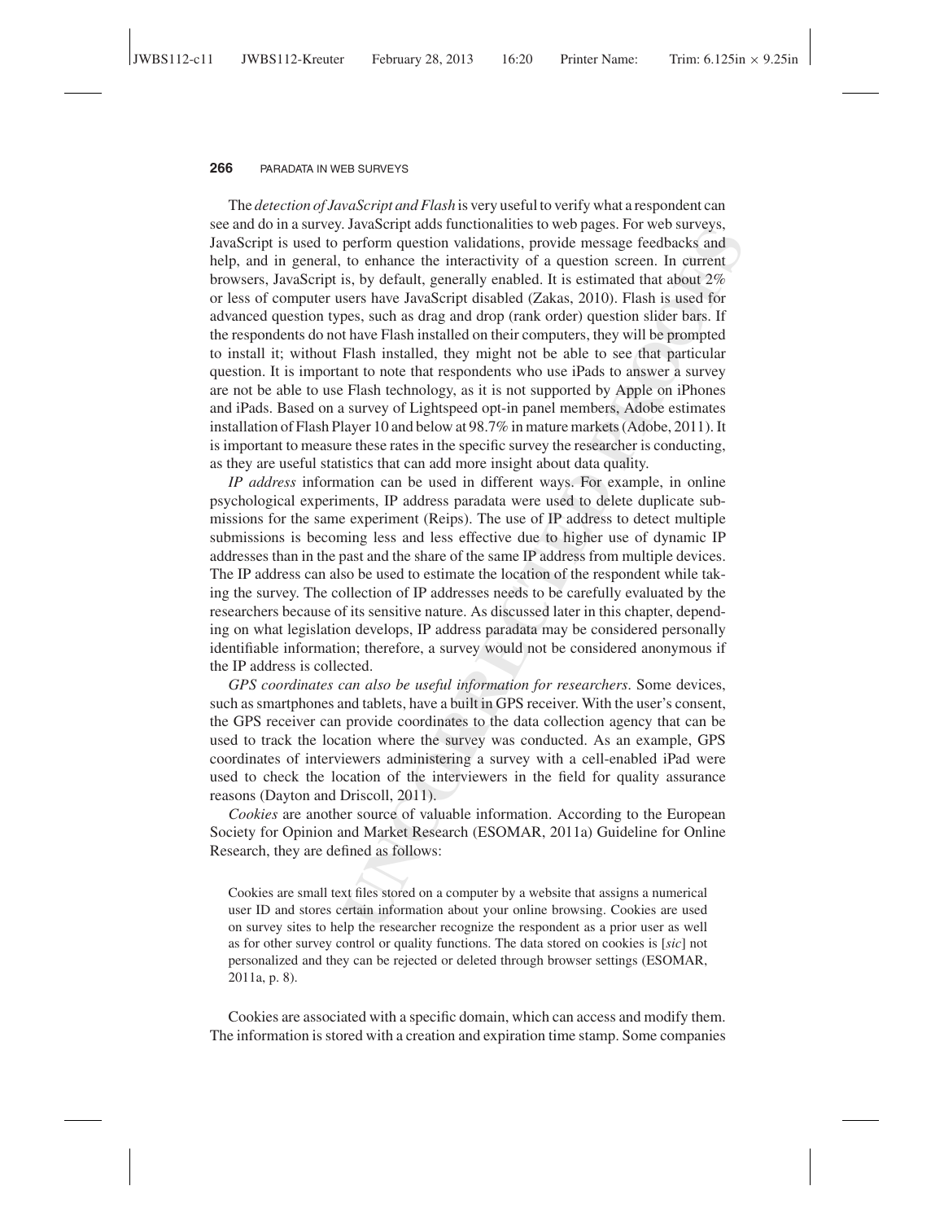The *detection of JavaScript and Flash* is very useful to verify what a respondent can see and do in a survey. JavaScript adds functionalities to web pages. For web surveys, JavaScript is used to perform question validations, provide message feedbacks and help, and in general, to enhance the interactivity of a question screen. In current browsers, JavaScript is, by default, generally enabled. It is estimated that about 2% or less of computer users have JavaScript disabled (Zakas, 2010). Flash is used for advanced question types, such as drag and drop (rank order) question slider bars. If the respondents do not have Flash installed on their computers, they will be prompted to install it; without Flash installed, they might not be able to see that particular question. It is important to note that respondents who use iPads to answer a survey are not be able to use Flash technology, as it is not supported by Apple on iPhones and iPads. Based on a survey of Lightspeed opt-in panel members, Adobe estimates installation of Flash Player 10 and below at 98.7% in mature markets (Adobe, 2011). It is important to measure these rates in the specific survey the researcher is conducting, as they are useful statistics that can add more insight about data quality.

*IP address* information can be used in different ways. For example, in online psychological experiments, IP address paradata were used to delete duplicate submissions for the same experiment (Reips). The use of IP address to detect multiple submissions is becoming less and less effective due to higher use of dynamic IP addresses than in the past and the share of the same IP address from multiple devices. The IP address can also be used to estimate the location of the respondent while taking the survey. The collection of IP addresses needs to be carefully evaluated by the researchers because of its sensitive nature. As discussed later in this chapter, depending on what legislation develops, IP address paradata may be considered personally identifiable information; therefore, a survey would not be considered anonymous if the IP address is collected.

*GPS coordinates can also be useful information for researchers*. Some devices, such as smartphones and tablets, have a built in GPS receiver. With the user's consent, the GPS receiver can provide coordinates to the data collection agency that can be used to track the location where the survey was conducted. As an example, GPS coordinates of interviewers administering a survey with a cell-enabled iPad were used to check the location of the interviewers in the field for quality assurance reasons (Dayton and Driscoll, 2011).

*Cookies* are another source of valuable information. According to the European Society for Opinion and Market Research (ESOMAR, 2011a) Guideline for Online Research, they are defined as follows:

> Cookies are small text files stored on a computer by a website that assigns a numerical user ID and stores certain information about your online browsing. Cookies are used on survey sites to help the researcher recognize the respondent as a prior user as well as for other survey control or quality functions. The data stored on cookies is [*sic*] not personalized and they can be rejected or deleted through browser settings (ESOMAR, 2011a, p. 8).

Cookies are associated with a specific domain, which can access and modify them. The information is stored with a creation and expiration time stamp. Some companies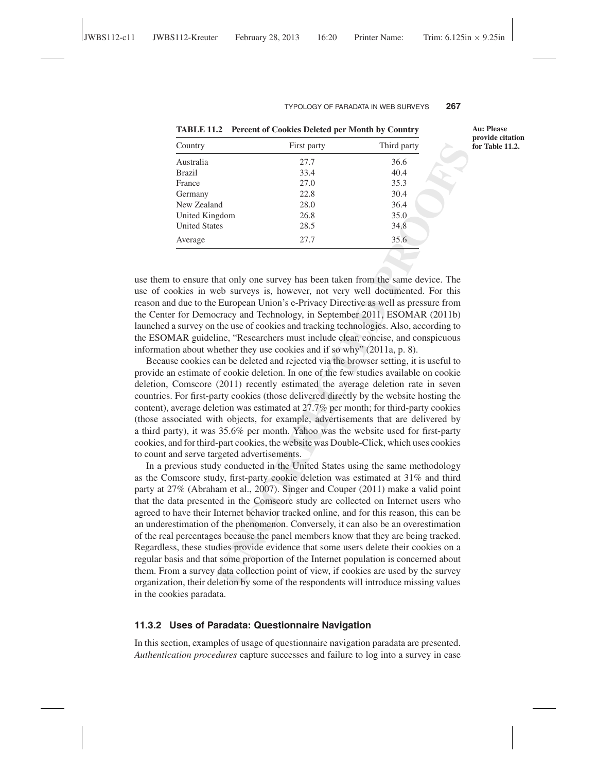**TABLE 11.2 Percent of Cookies Deleted per Month by Country**

| Country | First party | Third party |
|---|---|---|
| Australia | 27.7 | 36.6 |
| Brazil | 33.4 | 40.4 |
| France | 27.0 | 35.3 |
| Germany | 22.8 | 30.4 |
| New Zealand | 28.0 | 36.4 |
| United Kingdom | 26.8 | 35.0 |
| United States | 28.5 | 34.8 |
| Average | 27.7 | 35.6 |

**Au: Please provide citation for Table 11.2.**

use them to ensure that only one survey has been taken from the same device. The use of cookies in web surveys is, however, not very well documented. For this reason and due to the European Union's e-Privacy Directive as well as pressure from the Center for Democracy and Technology, in September 2011, ESOMAR (2011b) launched a survey on the use of cookies and tracking technologies. Also, according to the ESOMAR guideline, "Researchers must include clear, concise, and conspicuous information about whether they use cookies and if so why" (2011a, p. 8).

Because cookies can be deleted and rejected via the browser setting, it is useful to provide an estimate of cookie deletion. In one of the few studies available on cookie deletion, Comscore (2011) recently estimated the average deletion rate in seven countries. For first-party cookies (those delivered directly by the website hosting the content), average deletion was estimated at 27.7% per month; for third-party cookies (those associated with objects, for example, advertisements that are delivered by a third party), it was 35.6% per month. Yahoo was the website used for first-party cookies, and for third-part cookies, the website was Double-Click, which uses cookies to count and serve targeted advertisements.

In a previous study conducted in the United States using the same methodology as the Comscore study, first-party cookie deletion was estimated at 31% and third party at 27% (Abraham et al., 2007). Singer and Couper (2011) make a valid point that the data presented in the Comscore study are collected on Internet users who agreed to have their Internet behavior tracked online, and for this reason, this can be an underestimation of the phenomenon. Conversely, it can also be an overestimation of the real percentages because the panel members know that they are being tracked. Regardless, these studies provide evidence that some users delete their cookies on a regular basis and that some proportion of the Internet population is concerned about them. From a survey data collection point of view, if cookies are used by the survey organization, their deletion by some of the respondents will introduce missing values in the cookies paradata.

### 11.3.2 Uses of Paradata: Questionnaire Navigation

In this section, examples of usage of questionnaire navigation paradata are presented. *Authentication procedures* capture successes and failure to log into a survey in case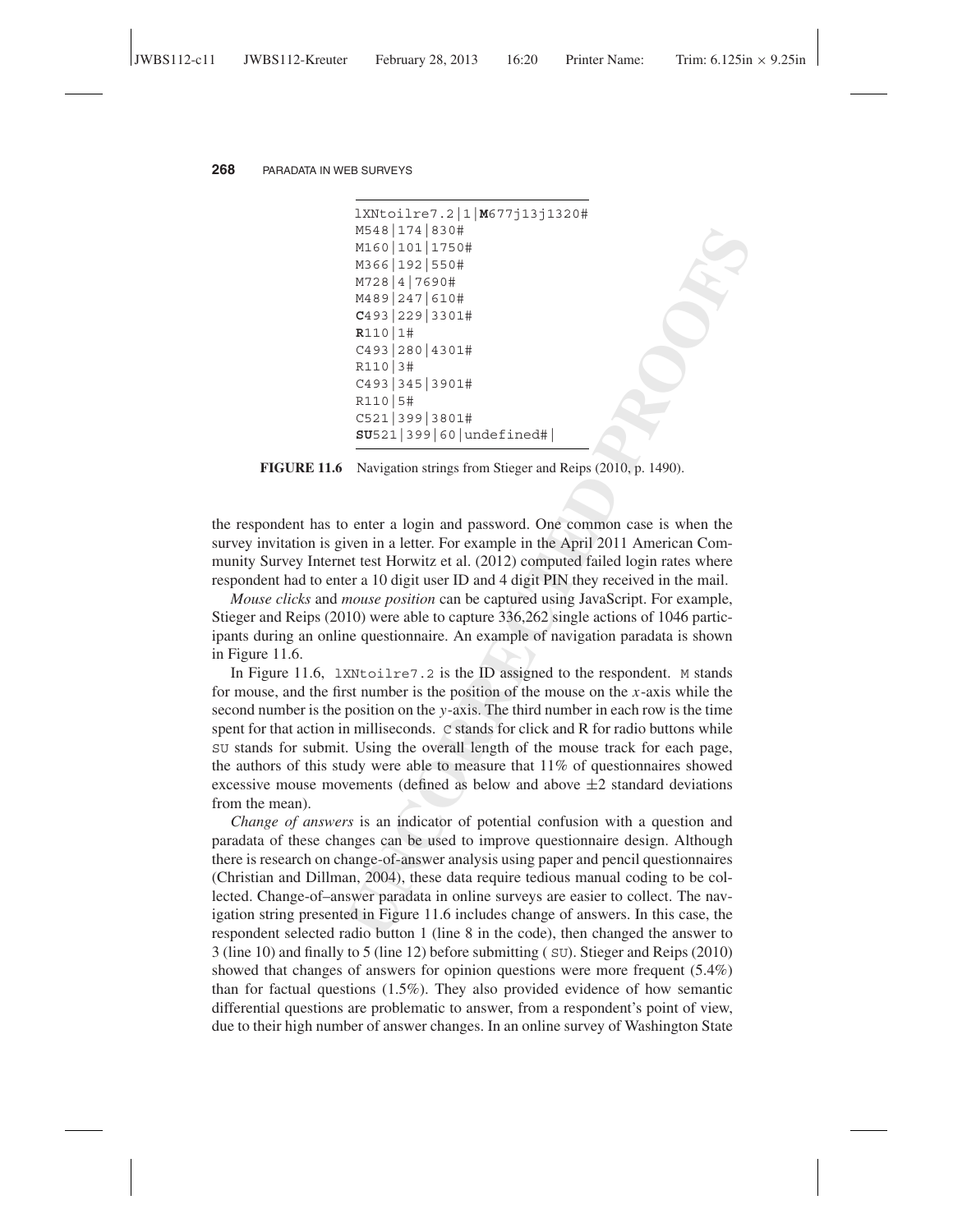```
lXNtoilre7.2|1|M677j13j1320#
M548|174|830#
M160|101|1750#
M366|192|550#
M728|4|7690#
M489|247|610#
C493|229|3301#
R110|1#
C493|280|4301#
R110|3#
C493|345|3901#
R110|5#
C521|399|3801#
SU521|399|60|undefined#|
```

**FIGURE 11.6** Navigation strings from Stieger and Reips (2010, p. 1490).

the respondent has to enter a login and password. One common case is when the survey invitation is given in a letter. For example in the April 2011 American Community Survey Internet test Horwitz et al. (2012) computed failed login rates where respondent had to enter a 10 digit user ID and 4 digit PIN they received in the mail.

*Mouse clicks* and *mouse position* can be captured using JavaScript. For example, Stieger and Reips (2010) were able to capture 336,262 single actions of 1046 participants during an online questionnaire. An example of navigation paradata is shown in Figure 11.6.

In Figure 11.6, `lXNtoilre7.2` is the ID assigned to the respondent. `M` stands for mouse, and the first number is the position of the mouse on the $x$-axis while the second number is the position on the $y$-axis. The third number in each row is the time spent for that action in milliseconds. `C` stands for click and R for radio buttons while `SU` stands for submit. Using the overall length of the mouse track for each page, the authors of this study were able to measure that 11% of questionnaires showed excessive mouse movements (defined as below and above $\pm 2$ standard deviations from the mean).

*Change of answers* is an indicator of potential confusion with a question and paradata of these changes can be used to improve questionnaire design. Although there is research on change-of-answer analysis using paper and pencil questionnaires (Christian and Dillman, 2004), these data require tedious manual coding to be collected. Change-of–answer paradata in online surveys are easier to collect. The navigation string presented in Figure 11.6 includes change of answers. In this case, the respondent selected radio button 1 (line 8 in the code), then changed the answer to 3 (line 10) and finally to 5 (line 12) before submitting ( `SU`). Stieger and Reips (2010) showed that changes of answers for opinion questions were more frequent (5.4%) than for factual questions (1.5%). They also provided evidence of how semantic differential questions are problematic to answer, from a respondent's point of view, due to their high number of answer changes. In an online survey of Washington State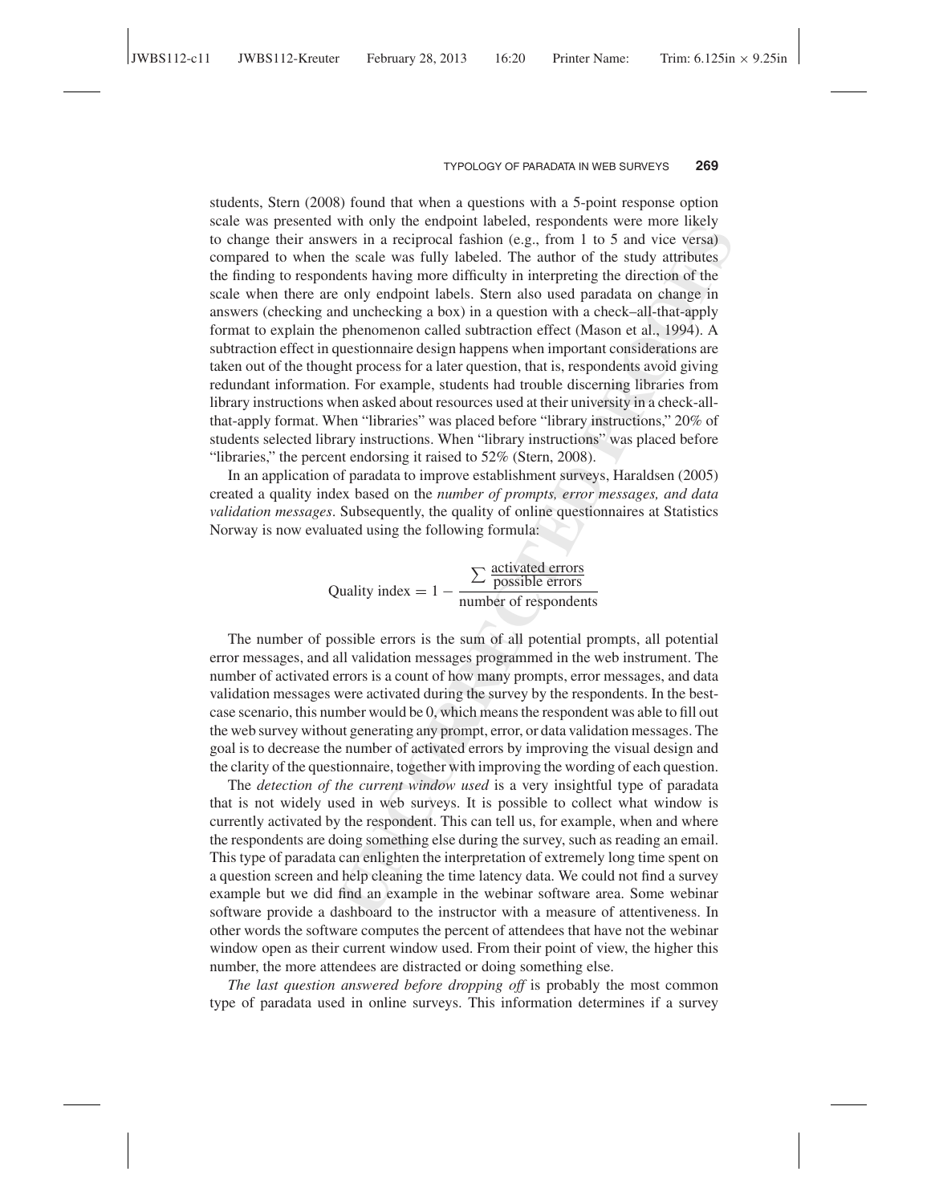students, Stern (2008) found that when a questions with a 5-point response option scale was presented with only the endpoint labeled, respondents were more likely to change their answers in a reciprocal fashion (e.g., from 1 to 5 and vice versa) compared to when the scale was fully labeled. The author of the study attributes the finding to respondents having more difficulty in interpreting the direction of the scale when there are only endpoint labels. Stern also used paradata on change in answers (checking and unchecking a box) in a question with a check–all-that-apply format to explain the phenomenon called subtraction effect (Mason et al., 1994). A subtraction effect in questionnaire design happens when important considerations are taken out of the thought process for a later question, that is, respondents avoid giving redundant information. For example, students had trouble discerning libraries from library instructions when asked about resources used at their university in a check-all-that-apply format. When "libraries" was placed before "library instructions," 20% of students selected library instructions. When "library instructions" was placed before "libraries," the percent endorsing it raised to 52% (Stern, 2008).

In an application of paradata to improve establishment surveys, Haraldsen (2005) created a quality index based on the *number of prompts, error messages, and data validation messages*. Subsequently, the quality of online questionnaires at Statistics Norway is now evaluated using the following formula:

$$\text{Quality index} = 1 - \frac{\sum \frac{\text{activated errors}}{\text{possible errors}}}{\text{number of respondents}}$$

The number of possible errors is the sum of all potential prompts, all potential error messages, and all validation messages programmed in the web instrument. The number of activated errors is a count of how many prompts, error messages, and data validation messages were activated during the survey by the respondents. In the best-case scenario, this number would be 0, which means the respondent was able to fill out the web survey without generating any prompt, error, or data validation messages. The goal is to decrease the number of activated errors by improving the visual design and the clarity of the questionnaire, together with improving the wording of each question.

The *detection of the current window used* is a very insightful type of paradata that is not widely used in web surveys. It is possible to collect what window is currently activated by the respondent. This can tell us, for example, when and where the respondents are doing something else during the survey, such as reading an email. This type of paradata can enlighten the interpretation of extremely long time spent on a question screen and help cleaning the time latency data. We could not find a survey example but we did find an example in the webinar software area. Some webinar software provide a dashboard to the instructor with a measure of attentiveness. In other words the software computes the percent of attendees that have not the webinar window open as their current window used. From their point of view, the higher this number, the more attendees are distracted or doing something else.

*The last question answered before dropping off* is probably the most common type of paradata used in online surveys. This information determines if a survey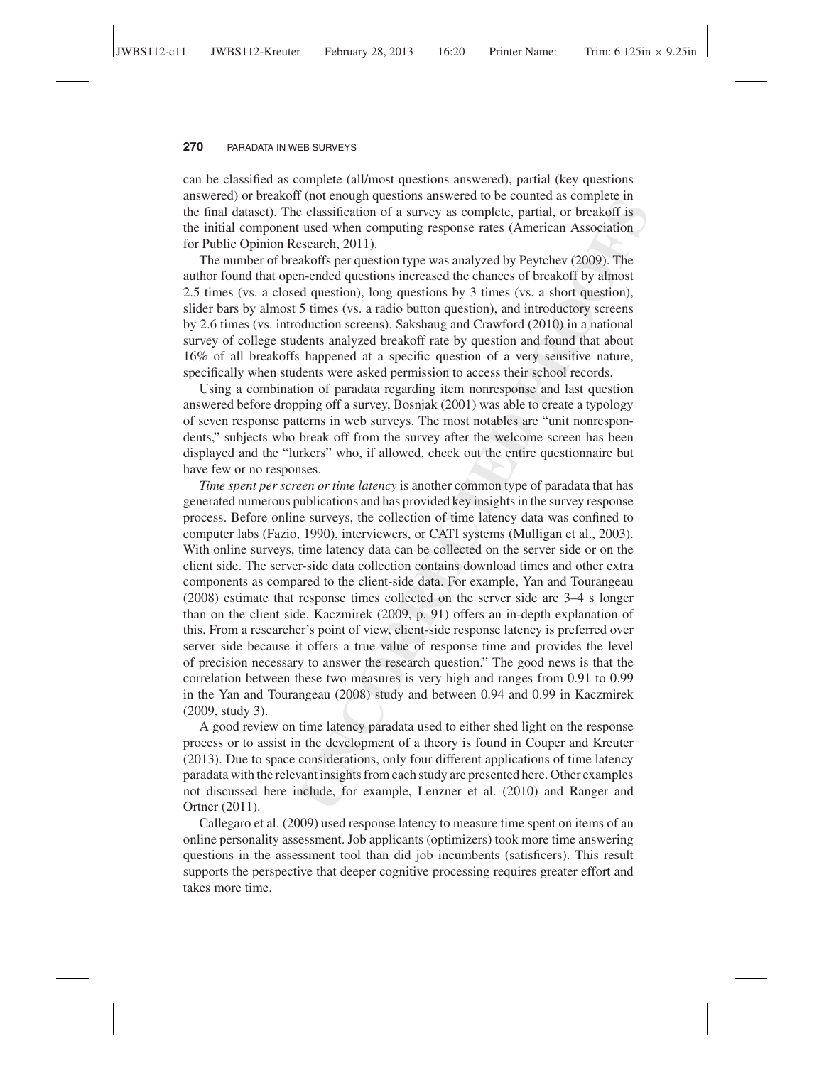can be classified as complete (all/most questions answered), partial (key questions answered) or breakoff (not enough questions answered to be counted as complete in the final dataset). The classification of a survey as complete, partial, or breakoff is the initial component used when computing response rates (American Association for Public Opinion Research, 2011).

The number of breakoffs per question type was analyzed by Peytchev (2009). The author found that open-ended questions increased the chances of breakoff by almost 2.5 times (vs. a closed question), long questions by 3 times (vs. a short question), slider bars by almost 5 times (vs. a radio button question), and introductory screens by 2.6 times (vs. introduction screens). Sakshaug and Crawford (2010) in a national survey of college students analyzed breakoff rate by question and found that about 16% of all breakoffs happened at a specific question of a very sensitive nature, specifically when students were asked permission to access their school records.

Using a combination of paradata regarding item nonresponse and last question answered before dropping off a survey, Bosnjak (2001) was able to create a typology of seven response patterns in web surveys. The most notables are "unit nonrespondents," subjects who break off from the survey after the welcome screen has been displayed and the "lurkers" who, if allowed, check out the entire questionnaire but have few or no responses.

*Time spent per screen or time latency* is another common type of paradata that has generated numerous publications and has provided key insights in the survey response process. Before online surveys, the collection of time latency data was confined to computer labs (Fazio, 1990), interviewers, or CATI systems (Mulligan et al., 2003). With online surveys, time latency data can be collected on the server side or on the client side. The server-side data collection contains download times and other extra components as compared to the client-side data. For example, Yan and Tourangeau (2008) estimate that response times collected on the server side are 3–4 s longer than on the client side. Kaczmirek (2009, p. 91) offers an in-depth explanation of this. From a researcher's point of view, client-side response latency is preferred over server side because it offers a true value of response time and provides the level of precision necessary to answer the research question." The good news is that the correlation between these two measures is very high and ranges from 0.91 to 0.99 in the Yan and Tourangeau (2008) study and between 0.94 and 0.99 in Kaczmirek (2009, study 3).

A good review on time latency paradata used to either shed light on the response process or to assist in the development of a theory is found in Couper and Kreuter (2013). Due to space considerations, only four different applications of time latency paradata with the relevant insights from each study are presented here. Other examples not discussed here include, for example, Lenzner et al. (2010) and Ranger and Ortner (2011).

Callegaro et al. (2009) used response latency to measure time spent on items of an online personality assessment. Job applicants (optimizers) took more time answering questions in the assessment tool than did job incumbents (satisficers). This result supports the perspective that deeper cognitive processing requires greater effort and takes more time.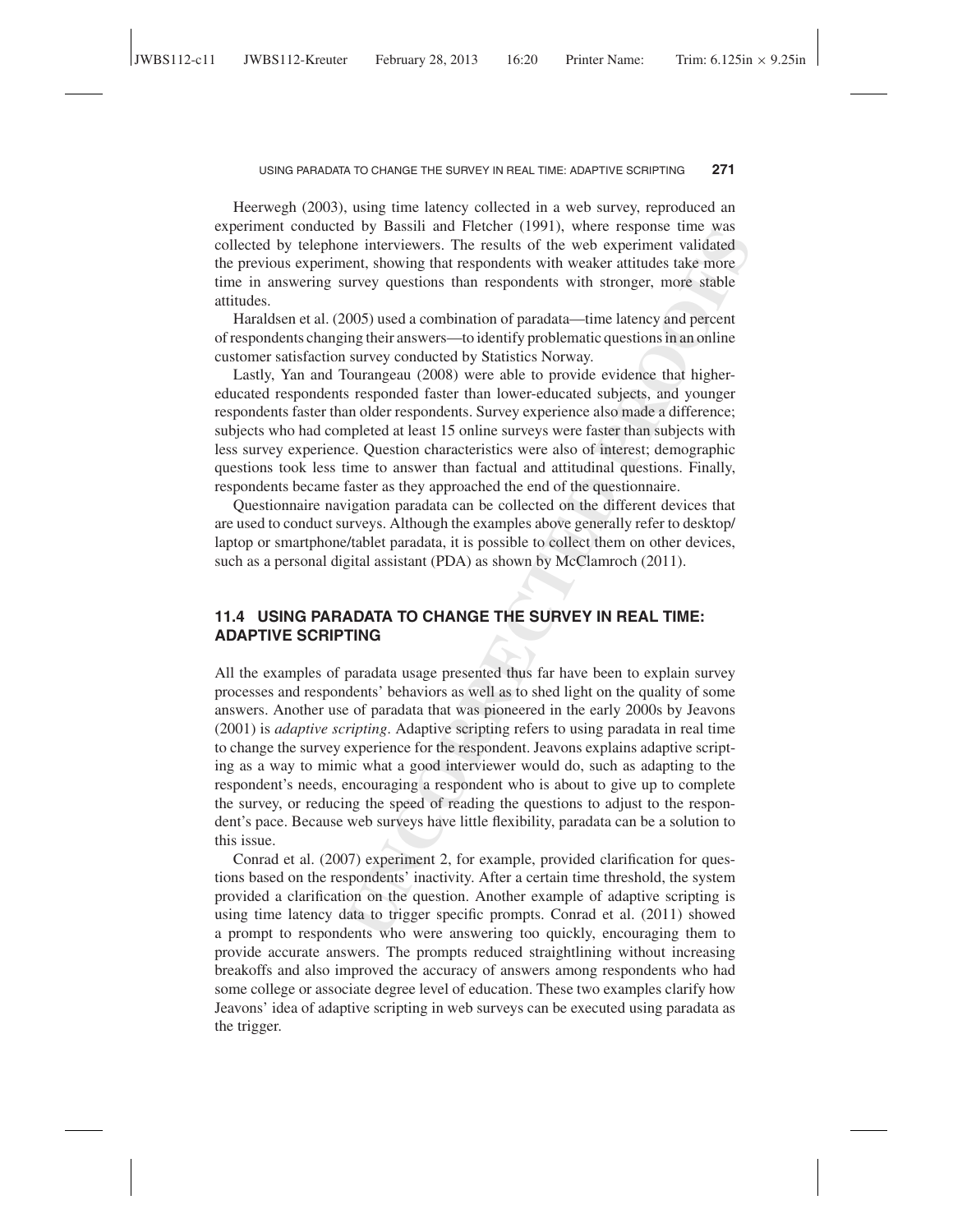Heerwegh (2003), using time latency collected in a web survey, reproduced an experiment conducted by Bassili and Fletcher (1991), where response time was collected by telephone interviewers. The results of the web experiment validated the previous experiment, showing that respondents with weaker attitudes take more time in answering survey questions than respondents with stronger, more stable attitudes.

Haraldsen et al. (2005) used a combination of paradata—time latency and percent of respondents changing their answers—to identify problematic questions in an online customer satisfaction survey conducted by Statistics Norway.

Lastly, Yan and Tourangeau (2008) were able to provide evidence that higher-educated respondents responded faster than lower-educated subjects, and younger respondents faster than older respondents. Survey experience also made a difference; subjects who had completed at least 15 online surveys were faster than subjects with less survey experience. Question characteristics were also of interest; demographic questions took less time to answer than factual and attitudinal questions. Finally, respondents became faster as they approached the end of the questionnaire.

Questionnaire navigation paradata can be collected on the different devices that are used to conduct surveys. Although the examples above generally refer to desktop/laptop or smartphone/tablet paradata, it is possible to collect them on other devices, such as a personal digital assistant (PDA) as shown by McClamroch (2011).

## 11.4 USING PARADATA TO CHANGE THE SURVEY IN REAL TIME: ADAPTIVE SCRIPTING

All the examples of paradata usage presented thus far have been to explain survey processes and respondents' behaviors as well as to shed light on the quality of some answers. Another use of paradata that was pioneered in the early 2000s by Jeavons (2001) is *adaptive scripting*. Adaptive scripting refers to using paradata in real time to change the survey experience for the respondent. Jeavons explains adaptive scripting as a way to mimic what a good interviewer would do, such as adapting to the respondent's needs, encouraging a respondent who is about to give up to complete the survey, or reducing the speed of reading the questions to adjust to the respondent's pace. Because web surveys have little flexibility, paradata can be a solution to this issue.

Conrad et al. (2007) experiment 2, for example, provided clarification for questions based on the respondents' inactivity. After a certain time threshold, the system provided a clarification on the question. Another example of adaptive scripting is using time latency data to trigger specific prompts. Conrad et al. (2011) showed a prompt to respondents who were answering too quickly, encouraging them to provide accurate answers. The prompts reduced straightlining without increasing breakoffs and also improved the accuracy of answers among respondents who had some college or associate degree level of education. These two examples clarify how Jeavons' idea of adaptive scripting in web surveys can be executed using paradata as the trigger.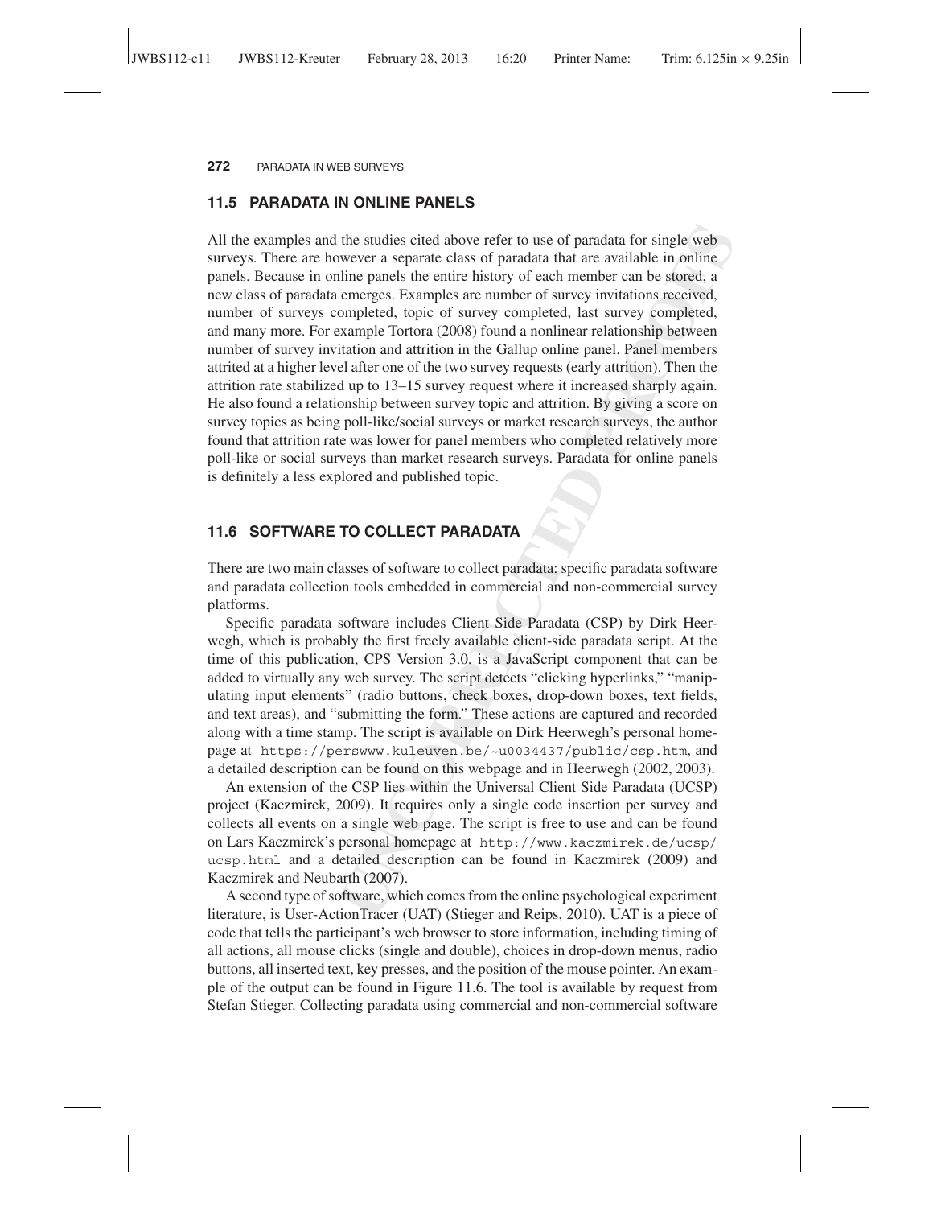## 11.5 PARADATA IN ONLINE PANELS

All the examples and the studies cited above refer to use of paradata for single web surveys. There are however a separate class of paradata that are available in online panels. Because in online panels the entire history of each member can be stored, a new class of paradata emerges. Examples are number of survey invitations received, number of surveys completed, topic of survey completed, last survey completed, and many more. For example Tortora (2008) found a nonlinear relationship between number of survey invitation and attrition in the Gallup online panel. Panel members attrited at a higher level after one of the two survey requests (early attrition). Then the attrition rate stabilized up to 13–15 survey request where it increased sharply again. He also found a relationship between survey topic and attrition. By giving a score on survey topics as being poll-like/social surveys or market research surveys, the author found that attrition rate was lower for panel members who completed relatively more poll-like or social surveys than market research surveys. Paradata for online panels is definitely a less explored and published topic.

## 11.6 SOFTWARE TO COLLECT PARADATA

There are two main classes of software to collect paradata: specific paradata software and paradata collection tools embedded in commercial and non-commercial survey platforms.

Specific paradata software includes Client Side Paradata (CSP) by Dirk Heerwegh, which is probably the first freely available client-side paradata script. At the time of this publication, CPS Version 3.0. is a JavaScript component that can be added to virtually any web survey. The script detects "clicking hyperlinks," "manipulating input elements" (radio buttons, check boxes, drop-down boxes, text fields, and text areas), and "submitting the form." These actions are captured and recorded along with a time stamp. The script is available on Dirk Heerwegh's personal homepage at `https://perswww.kuleuven.be/~u0034437/public/csp.htm`, and a detailed description can be found on this webpage and in Heerwegh (2002, 2003).

An extension of the CSP lies within the Universal Client Side Paradata (UCSP) project (Kaczmirek, 2009). It requires only a single code insertion per survey and collects all events on a single web page. The script is free to use and can be found on Lars Kaczmirek's personal homepage at `http://www.kaczmirek.de/ucsp/ucsp.html` and a detailed description can be found in Kaczmirek (2009) and Kaczmirek and Neubarth (2007).

A second type of software, which comes from the online psychological experiment literature, is User-ActionTracer (UAT) (Stieger and Reips, 2010). UAT is a piece of code that tells the participant's web browser to store information, including timing of all actions, all mouse clicks (single and double), choices in drop-down menus, radio buttons, all inserted text, key presses, and the position of the mouse pointer. An example of the output can be found in Figure 11.6. The tool is available by request from Stefan Stieger. Collecting paradata using commercial and non-commercial software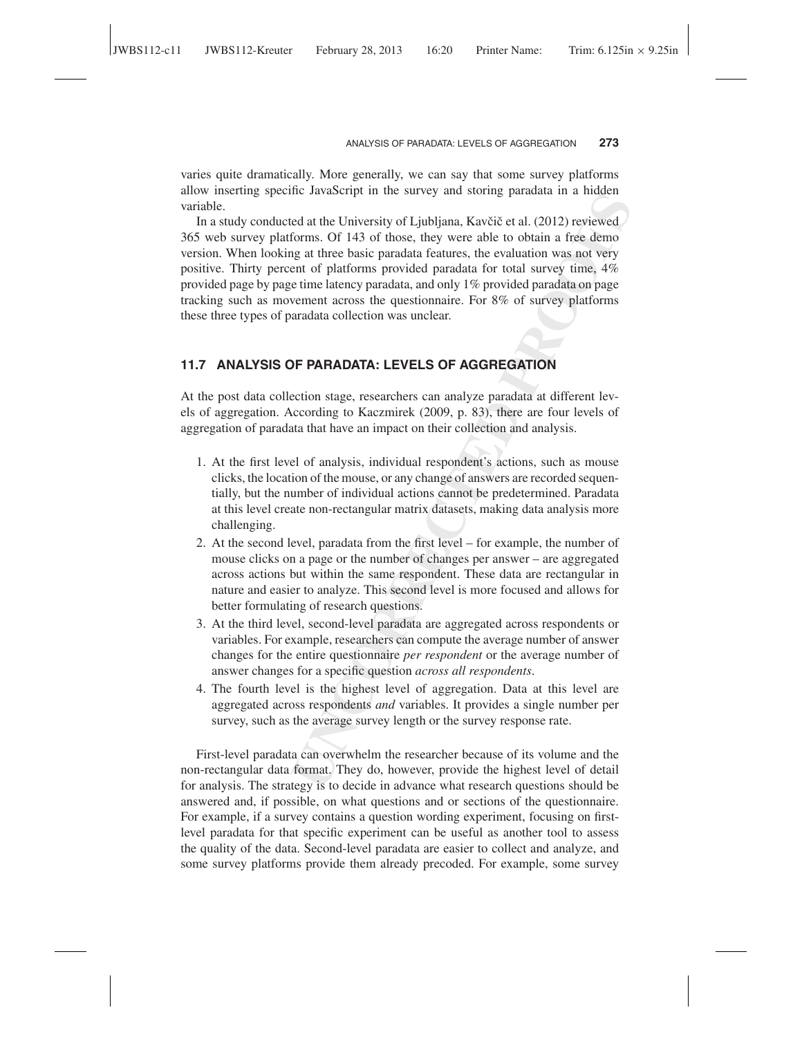varies quite dramatically. More generally, we can say that some survey platforms allow inserting specific JavaScript in the survey and storing paradata in a hidden variable.

In a study conducted at the University of Ljubljana, Kavčič et al. (2012) reviewed 365 web survey platforms. Of 143 of those, they were able to obtain a free demo version. When looking at three basic paradata features, the evaluation was not very positive. Thirty percent of platforms provided paradata for total survey time, 4% provided page by page time latency paradata, and only 1% provided paradata on page tracking such as movement across the questionnaire. For 8% of survey platforms these three types of paradata collection was unclear.

## 11.7 ANALYSIS OF PARADATA: LEVELS OF AGGREGATION

At the post data collection stage, researchers can analyze paradata at different levels of aggregation. According to Kaczmirek (2009, p. 83), there are four levels of aggregation of paradata that have an impact on their collection and analysis.

1. At the first level of analysis, individual respondent's actions, such as mouse clicks, the location of the mouse, or any change of answers are recorded sequentially, but the number of individual actions cannot be predetermined. Paradata at this level create non-rectangular matrix datasets, making data analysis more challenging.
2. At the second level, paradata from the first level – for example, the number of mouse clicks on a page or the number of changes per answer – are aggregated across actions but within the same respondent. These data are rectangular in nature and easier to analyze. This second level is more focused and allows for better formulating of research questions.
3. At the third level, second-level paradata are aggregated across respondents or variables. For example, researchers can compute the average number of answer changes for the entire questionnaire *per respondent* or the average number of answer changes for a specific question *across all respondents*.
4. The fourth level is the highest level of aggregation. Data at this level are aggregated across respondents *and* variables. It provides a single number per survey, such as the average survey length or the survey response rate.

First-level paradata can overwhelm the researcher because of its volume and the non-rectangular data format. They do, however, provide the highest level of detail for analysis. The strategy is to decide in advance what research questions should be answered and, if possible, on what questions and or sections of the questionnaire. For example, if a survey contains a question wording experiment, focusing on first-level paradata for that specific experiment can be useful as another tool to assess the quality of the data. Second-level paradata are easier to collect and analyze, and some survey platforms provide them already precoded. For example, some survey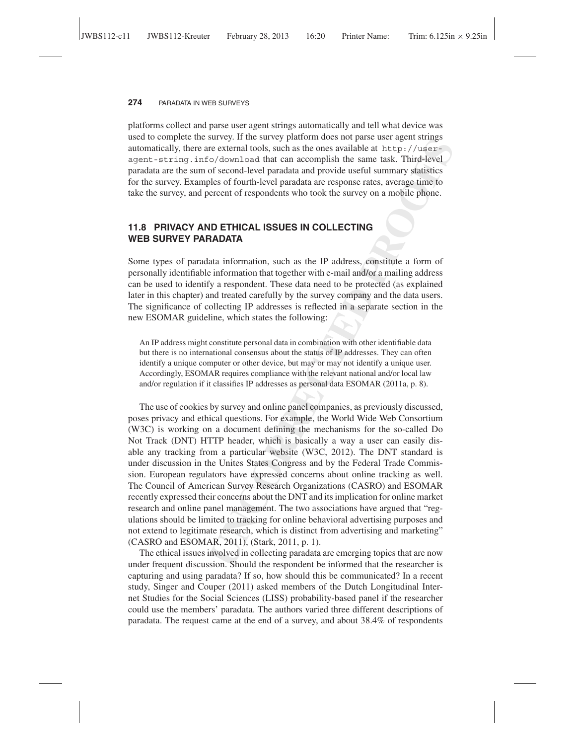platforms collect and parse user agent strings automatically and tell what device was used to complete the survey. If the survey platform does not parse user agent strings automatically, there are external tools, such as the ones available at `http://user-agent-string.info/download` that can accomplish the same task. Third-level paradata are the sum of second-level paradata and provide useful summary statistics for the survey. Examples of fourth-level paradata are response rates, average time to take the survey, and percent of respondents who took the survey on a mobile phone.

## 11.8 PRIVACY AND ETHICAL ISSUES IN COLLECTING WEB SURVEY PARADATA

Some types of paradata information, such as the IP address, constitute a form of personally identifiable information that together with e-mail and/or a mailing address can be used to identify a respondent. These data need to be protected (as explained later in this chapter) and treated carefully by the survey company and the data users. The significance of collecting IP addresses is reflected in a separate section in the new ESOMAR guideline, which states the following:

> An IP address might constitute personal data in combination with other identifiable data but there is no international consensus about the status of IP addresses. They can often identify a unique computer or other device, but may or may not identify a unique user. Accordingly, ESOMAR requires compliance with the relevant national and/or local law and/or regulation if it classifies IP addresses as personal data ESOMAR (2011a, p. 8).

The use of cookies by survey and online panel companies, as previously discussed, poses privacy and ethical questions. For example, the World Wide Web Consortium (W3C) is working on a document defining the mechanisms for the so-called Do Not Track (DNT) HTTP header, which is basically a way a user can easily disable any tracking from a particular website (W3C, 2012). The DNT standard is under discussion in the Unites States Congress and by the Federal Trade Commission. European regulators have expressed concerns about online tracking as well. The Council of American Survey Research Organizations (CASRO) and ESOMAR recently expressed their concerns about the DNT and its implication for online market research and online panel management. The two associations have argued that "regulations should be limited to tracking for online behavioral advertising purposes and not extend to legitimate research, which is distinct from advertising and marketing" (CASRO and ESOMAR, 2011), (Stark, 2011, p. 1).

The ethical issues involved in collecting paradata are emerging topics that are now under frequent discussion. Should the respondent be informed that the researcher is capturing and using paradata? If so, how should this be communicated? In a recent study, Singer and Couper (2011) asked members of the Dutch Longitudinal Internet Studies for the Social Sciences (LISS) probability-based panel if the researcher could use the members' paradata. The authors varied three different descriptions of paradata. The request came at the end of a survey, and about 38.4% of respondents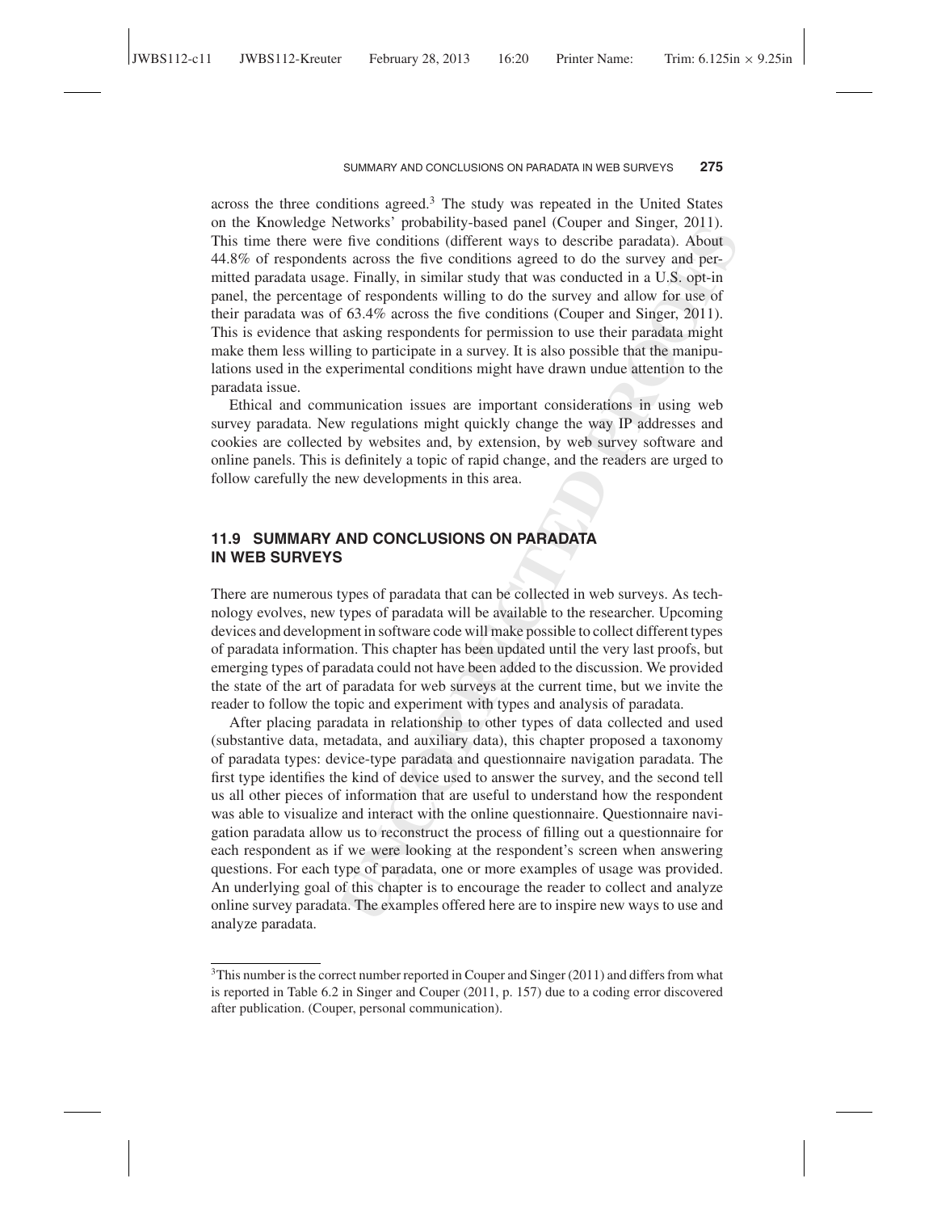across the three conditions agreed.[3] The study was repeated in the United States on the Knowledge Networks' probability-based panel (Couper and Singer, 2011). This time there were five conditions (different ways to describe paradata). About 44.8% of respondents across the five conditions agreed to do the survey and permitted paradata usage. Finally, in similar study that was conducted in a U.S. opt-in panel, the percentage of respondents willing to do the survey and allow for use of their paradata was of 63.4% across the five conditions (Couper and Singer, 2011). This is evidence that asking respondents for permission to use their paradata might make them less willing to participate in a survey. It is also possible that the manipulations used in the experimental conditions might have drawn undue attention to the paradata issue.

Ethical and communication issues are important considerations in using web survey paradata. New regulations might quickly change the way IP addresses and cookies are collected by websites and, by extension, by web survey software and online panels. This is definitely a topic of rapid change, and the readers are urged to follow carefully the new developments in this area.

## 11.9 SUMMARY AND CONCLUSIONS ON PARADATA IN WEB SURVEYS

There are numerous types of paradata that can be collected in web surveys. As technology evolves, new types of paradata will be available to the researcher. Upcoming devices and development in software code will make possible to collect different types of paradata information. This chapter has been updated until the very last proofs, but emerging types of paradata could not have been added to the discussion. We provided the state of the art of paradata for web surveys at the current time, but we invite the reader to follow the topic and experiment with types and analysis of paradata.

After placing paradata in relationship to other types of data collected and used (substantive data, metadata, and auxiliary data), this chapter proposed a taxonomy of paradata types: device-type paradata and questionnaire navigation paradata. The first type identifies the kind of device used to answer the survey, and the second tell us all other pieces of information that are useful to understand how the respondent was able to visualize and interact with the online questionnaire. Questionnaire navigation paradata allow us to reconstruct the process of filling out a questionnaire for each respondent as if we were looking at the respondent's screen when answering questions. For each type of paradata, one or more examples of usage was provided. An underlying goal of this chapter is to encourage the reader to collect and analyze online survey paradata. The examples offered here are to inspire new ways to use and analyze paradata.

---

[3] This number is the correct number reported in Couper and Singer (2011) and differs from what is reported in Table 6.2 in Singer and Couper (2011, p. 157) due to a coding error discovered after publication. (Couper, personal communication).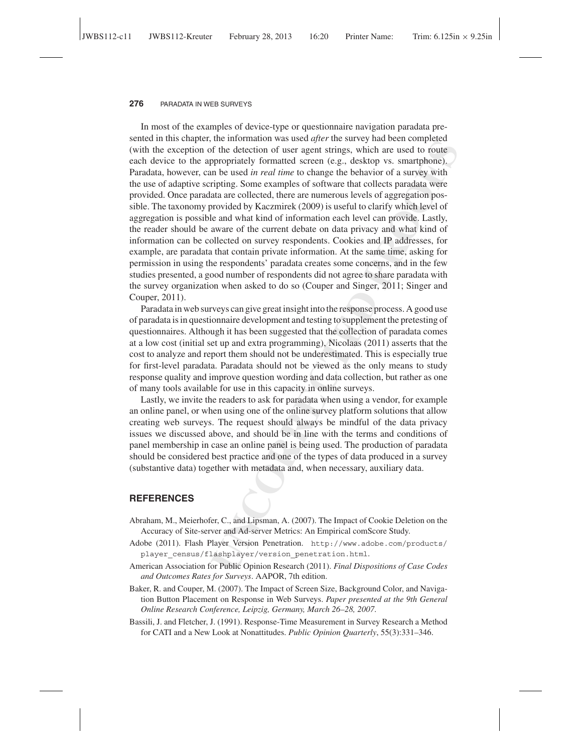In most of the examples of device-type or questionnaire navigation paradata presented in this chapter, the information was used *after* the survey had been completed (with the exception of the detection of user agent strings, which are used to route each device to the appropriately formatted screen (e.g., desktop vs. smartphone). Paradata, however, can be used *in real time* to change the behavior of a survey with the use of adaptive scripting. Some examples of software that collects paradata were provided. Once paradata are collected, there are numerous levels of aggregation possible. The taxonomy provided by Kaczmirek (2009) is useful to clarify which level of aggregation is possible and what kind of information each level can provide. Lastly, the reader should be aware of the current debate on data privacy and what kind of information can be collected on survey respondents. Cookies and IP addresses, for example, are paradata that contain private information. At the same time, asking for permission in using the respondents' paradata creates some concerns, and in the few studies presented, a good number of respondents did not agree to share paradata with the survey organization when asked to do so (Couper and Singer, 2011; Singer and Couper, 2011).

Paradata in web surveys can give great insight into the response process. A good use of paradata is in questionnaire development and testing to supplement the pretesting of questionnaires. Although it has been suggested that the collection of paradata comes at a low cost (initial set up and extra programming), Nicolaas (2011) asserts that the cost to analyze and report them should not be underestimated. This is especially true for first-level paradata. Paradata should not be viewed as the only means to study response quality and improve question wording and data collection, but rather as one of many tools available for use in this capacity in online surveys.

Lastly, we invite the readers to ask for paradata when using a vendor, for example an online panel, or when using one of the online survey platform solutions that allow creating web surveys. The request should always be mindful of the data privacy issues we discussed above, and should be in line with the terms and conditions of panel membership in case an online panel is being used. The production of paradata should be considered best practice and one of the types of data produced in a survey (substantive data) together with metadata and, when necessary, auxiliary data.

## REFERENCES

Abraham, M., Meierhofer, C., and Lipsman, A. (2007). The Impact of Cookie Deletion on the Accuracy of Site-server and Ad-server Metrics: An Empirical comScore Study.

Adobe (2011). Flash Player Version Penetration. http://www.adobe.com/products/player_census/flashplayer/version_penetration.html.

American Association for Public Opinion Research (2011). *Final Dispositions of Case Codes and Outcomes Rates for Surveys*. AAPOR, 7th edition.

Baker, R. and Couper, M. (2007). The Impact of Screen Size, Background Color, and Navigation Button Placement on Response in Web Surveys. *Paper presented at the 9th General Online Research Conference, Leipzig, Germany, March 26–28, 2007.*

Bassili, J. and Fletcher, J. (1991). Response-Time Measurement in Survey Research a Method for CATI and a New Look at Nonattitudes. *Public Opinion Quarterly*, 55(3):331–346.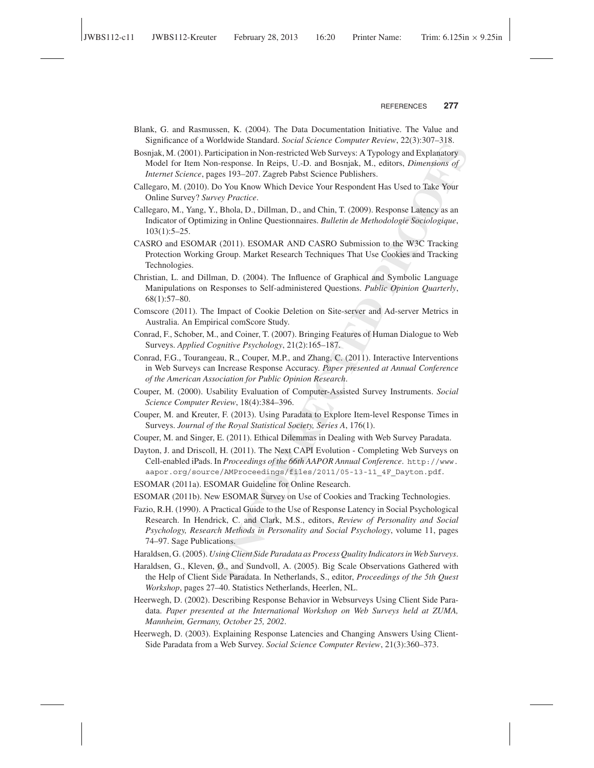Blank, G. and Rasmussen, K. (2004). The Data Documentation Initiative. The Value and Significance of a Worldwide Standard. *Social Science Computer Review*, 22(3):307–318.

Bosnjak, M. (2001). Participation in Non-restricted Web Surveys: A Typology and Explanatory Model for Item Non-response. In Reips, U.-D. and Bosnjak, M., editors, *Dimensions of Internet Science*, pages 193–207. Zagreb Pabst Science Publishers.

Callegaro, M. (2010). Do You Know Which Device Your Respondent Has Used to Take Your Online Survey? *Survey Practice*.

Callegaro, M., Yang, Y., Bhola, D., Dillman, D., and Chin, T. (2009). Response Latency as an Indicator of Optimizing in Online Questionnaires. *Bulletin de Methodologie Sociologique*, 103(1):5–25.

CASRO and ESOMAR (2011). ESOMAR AND CASRO Submission to the W3C Tracking Protection Working Group. Market Research Techniques That Use Cookies and Tracking Technologies.

Christian, L. and Dillman, D. (2004). The Influence of Graphical and Symbolic Language Manipulations on Responses to Self-administered Questions. *Public Opinion Quarterly*, 68(1):57–80.

Comscore (2011). The Impact of Cookie Deletion on Site-server and Ad-server Metrics in Australia. An Empirical comScore Study.

Conrad, F., Schober, M., and Coiner, T. (2007). Bringing Features of Human Dialogue to Web Surveys. *Applied Cognitive Psychology*, 21(2):165–187.

Conrad, F.G., Tourangeau, R., Couper, M.P., and Zhang, C. (2011). Interactive Interventions in Web Surveys can Increase Response Accuracy. *Paper presented at Annual Conference of the American Association for Public Opinion Research*.

Couper, M. (2000). Usability Evaluation of Computer-Assisted Survey Instruments. *Social Science Computer Review*, 18(4):384–396.

Couper, M. and Kreuter, F. (2013). Using Paradata to Explore Item-level Response Times in Surveys. *Journal of the Royal Statistical Society, Series A*, 176(1).

Couper, M. and Singer, E. (2011). Ethical Dilemmas in Dealing with Web Survey Paradata.

Dayton, J. and Driscoll, H. (2011). The Next CAPI Evolution - Completing Web Surveys on Cell-enabled iPads. In *Proceedings of the 66th AAPOR Annual Conference*. http://www.aapor.org/source/AMProceedings/files/2011/05-13-11_4F_Dayton.pdf.

ESOMAR (2011a). ESOMAR Guideline for Online Research.

ESOMAR (2011b). New ESOMAR Survey on Use of Cookies and Tracking Technologies.

Fazio, R.H. (1990). A Practical Guide to the Use of Response Latency in Social Psychological Research. In Hendrick, C. and Clark, M.S., editors, *Review of Personality and Social Psychology, Research Methods in Personality and Social Psychology*, volume 11, pages 74–97. Sage Publications.

Haraldsen, G. (2005). *Using Client Side Paradata as Process Quality Indicators in Web Surveys*.

Haraldsen, G., Kleven, Ø., and Sundvoll, A. (2005). Big Scale Observations Gathered with the Help of Client Side Paradata. In Netherlands, S., editor, *Proceedings of the 5th Quest Workshop*, pages 27–40. Statistics Netherlands, Heerlen, NL.

Heerwegh, D. (2002). Describing Response Behavior in Websurveys Using Client Side Paradata. *Paper presented at the International Workshop on Web Surveys held at ZUMA, Mannheim, Germany, October 25, 2002*.

Heerwegh, D. (2003). Explaining Response Latencies and Changing Answers Using Client-Side Paradata from a Web Survey. *Social Science Computer Review*, 21(3):360–373.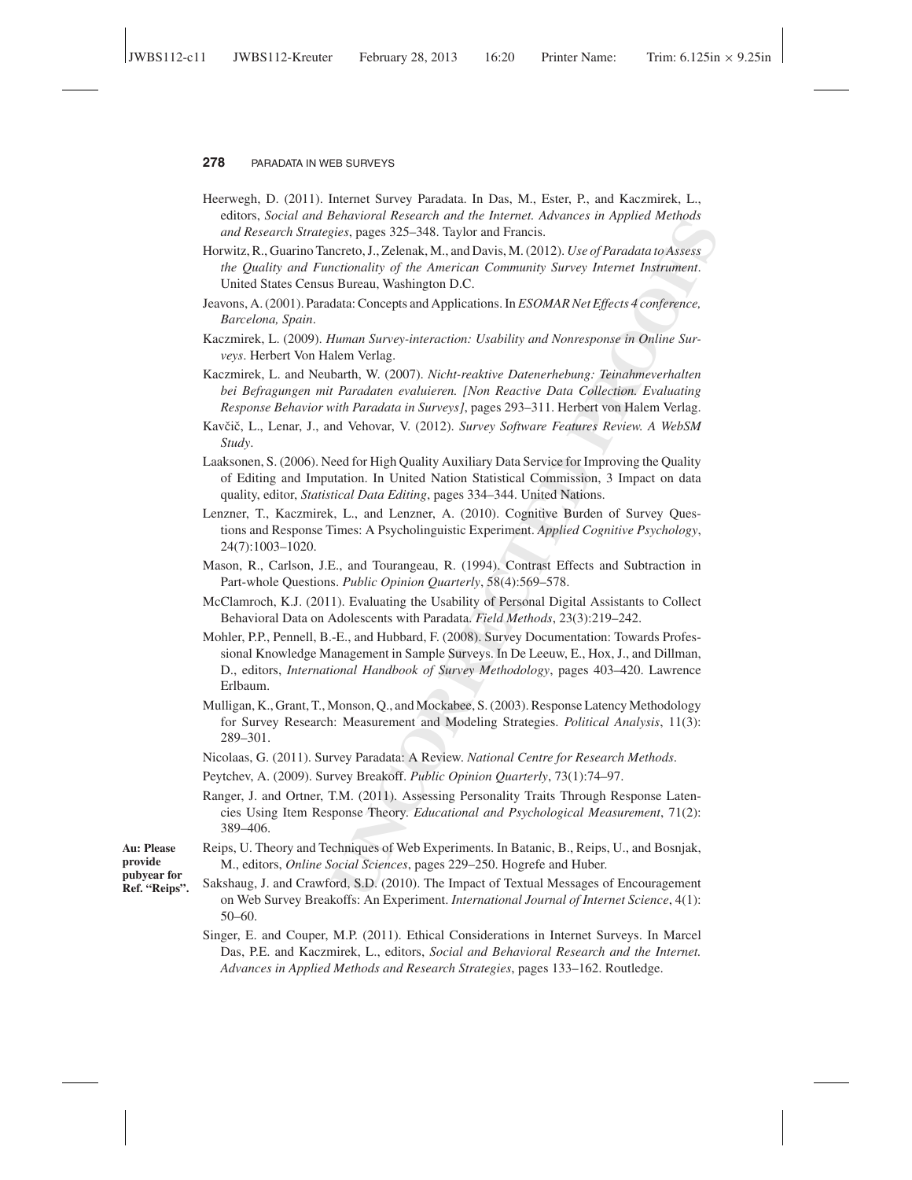Heerwegh, D. (2011). Internet Survey Paradata. In Das, M., Ester, P., and Kaczmirek, L., editors, *Social and Behavioral Research and the Internet. Advances in Applied Methods and Research Strategies*, pages 325–348. Taylor and Francis.

Horwitz, R., Guarino Tancreto, J., Zelenak, M., and Davis, M. (2012). *Use of Paradata to Assess the Quality and Functionality of the American Community Survey Internet Instrument*. United States Census Bureau, Washington D.C.

Jeavons, A. (2001). Paradata: Concepts and Applications. In *ESOMAR Net Effects 4 conference, Barcelona, Spain*.

Kaczmirek, L. (2009). *Human Survey-interaction: Usability and Nonresponse in Online Surveys*. Herbert Von Halem Verlag.

Kaczmirek, L. and Neubarth, W. (2007). *Nicht-reaktive Datenerhebung: Teinahmeverhalten bei Befragungen mit Paradaten evaluieren. [Non Reactive Data Collection. Evaluating Response Behavior with Paradata in Surveys]*, pages 293–311. Herbert von Halem Verlag.

Kavčič, L., Lenar, J., and Vehovar, V. (2012). *Survey Software Features Review. A WebSM Study*.

Laaksonen, S. (2006). Need for High Quality Auxiliary Data Service for Improving the Quality of Editing and Imputation. In United Nation Statistical Commission, 3 Impact on data quality, editor, *Statistical Data Editing*, pages 334–344. United Nations.

Lenzner, T., Kaczmirek, L., and Lenzner, A. (2010). Cognitive Burden of Survey Questions and Response Times: A Psycholinguistic Experiment. *Applied Cognitive Psychology*, 24(7):1003–1020.

Mason, R., Carlson, J.E., and Tourangeau, R. (1994). Contrast Effects and Subtraction in Part-whole Questions. *Public Opinion Quarterly*, 58(4):569–578.

McClamroch, K.J. (2011). Evaluating the Usability of Personal Digital Assistants to Collect Behavioral Data on Adolescents with Paradata. *Field Methods*, 23(3):219–242.

Mohler, P.P., Pennell, B.-E., and Hubbard, F. (2008). Survey Documentation: Towards Professional Knowledge Management in Sample Surveys. In De Leeuw, E., Hox, J., and Dillman, D., editors, *International Handbook of Survey Methodology*, pages 403–420. Lawrence Erlbaum.

Mulligan, K., Grant, T., Monson, Q., and Mockabee, S. (2003). Response Latency Methodology for Survey Research: Measurement and Modeling Strategies. *Political Analysis*, 11(3): 289–301.

Nicolaas, G. (2011). Survey Paradata: A Review. *National Centre for Research Methods*.

Peytchev, A. (2009). Survey Breakoff. *Public Opinion Quarterly*, 73(1):74–97.

Ranger, J. and Ortner, T.M. (2011). Assessing Personality Traits Through Response Latencies Using Item Response Theory. *Educational and Psychological Measurement*, 71(2): 389–406.

Reips, U. Theory and Techniques of Web Experiments. In Batanic, B., Reips, U., and Bosnjak, M., editors, *Online Social Sciences*, pages 229–250. Hogrefe and Huber.

**Au: Please provide pubyear for Ref. "Reips".**

Sakshaug, J. and Crawford, S.D. (2010). The Impact of Textual Messages of Encouragement on Web Survey Breakoffs: An Experiment. *International Journal of Internet Science*, 4(1): 50–60.

Singer, E. and Couper, M.P. (2011). Ethical Considerations in Internet Surveys. In Marcel Das, P.E. and Kaczmirek, L., editors, *Social and Behavioral Research and the Internet. Advances in Applied Methods and Research Strategies*, pages 133–162. Routledge.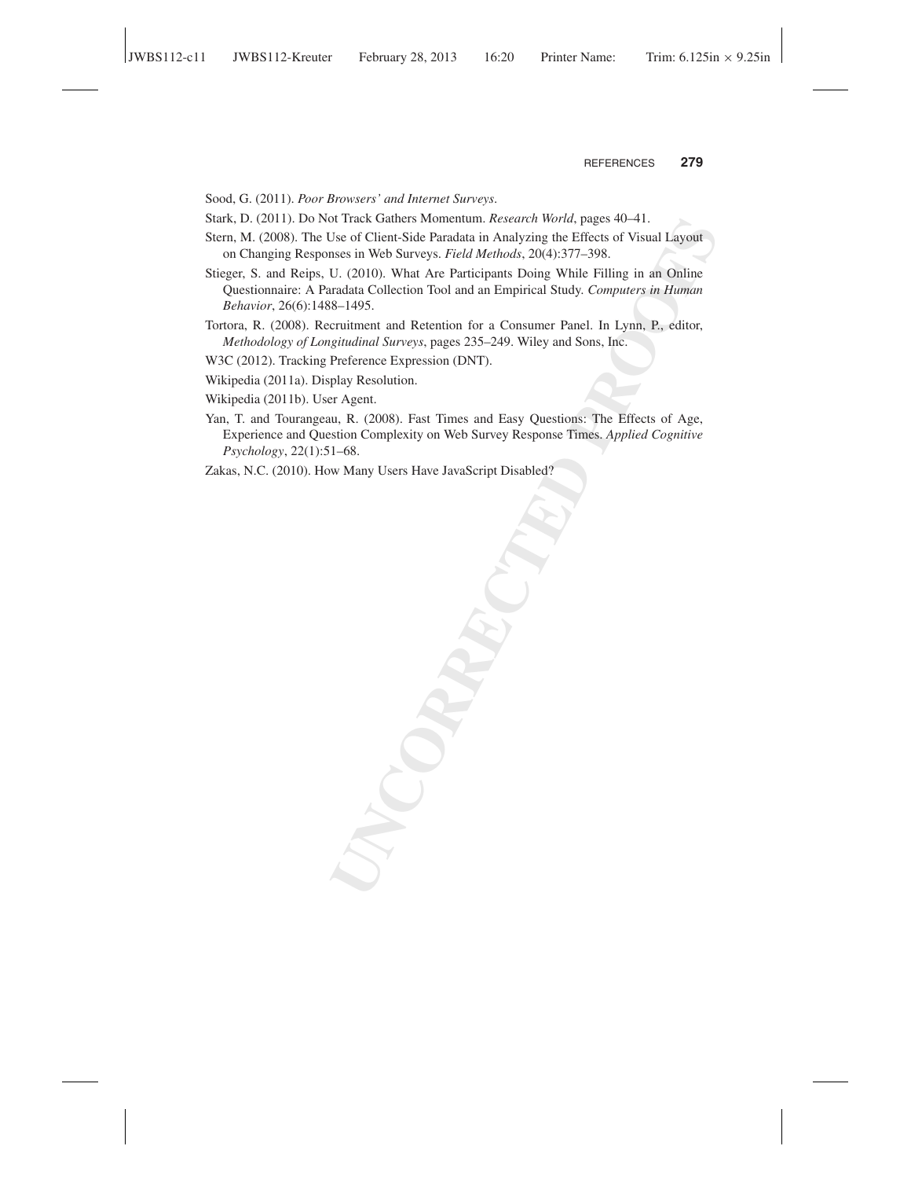Sood, G. (2011). *Poor Browsers' and Internet Surveys*.

Stark, D. (2011). Do Not Track Gathers Momentum. *Research World*, pages 40–41.

Stern, M. (2008). The Use of Client-Side Paradata in Analyzing the Effects of Visual Layout on Changing Responses in Web Surveys. *Field Methods*, 20(4):377–398.

Stieger, S. and Reips, U. (2010). What Are Participants Doing While Filling in an Online Questionnaire: A Paradata Collection Tool and an Empirical Study. *Computers in Human Behavior*, 26(6):1488–1495.

Tortora, R. (2008). Recruitment and Retention for a Consumer Panel. In Lynn, P., editor, *Methodology of Longitudinal Surveys*, pages 235–249. Wiley and Sons, Inc.

W3C (2012). Tracking Preference Expression (DNT).

Wikipedia (2011a). Display Resolution.

Wikipedia (2011b). User Agent.

Yan, T. and Tourangeau, R. (2008). Fast Times and Easy Questions: The Effects of Age, Experience and Question Complexity on Web Survey Response Times. *Applied Cognitive Psychology*, 22(1):51–68.

Zakas, N.C. (2010). How Many Users Have JavaScript Disabled?